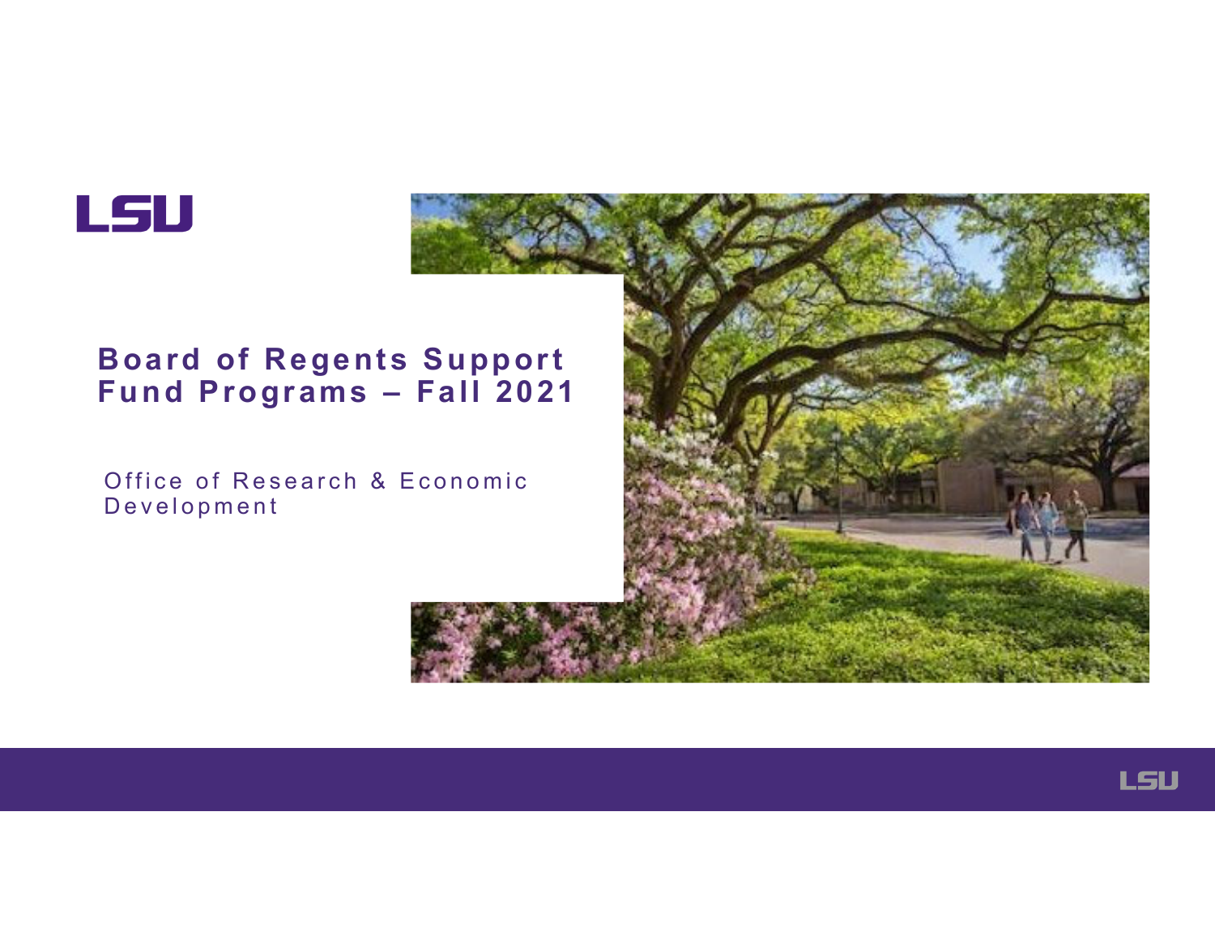LSU

# Board of Regents Support Fund Programs – Fall 2021

Office of Research & Economic Development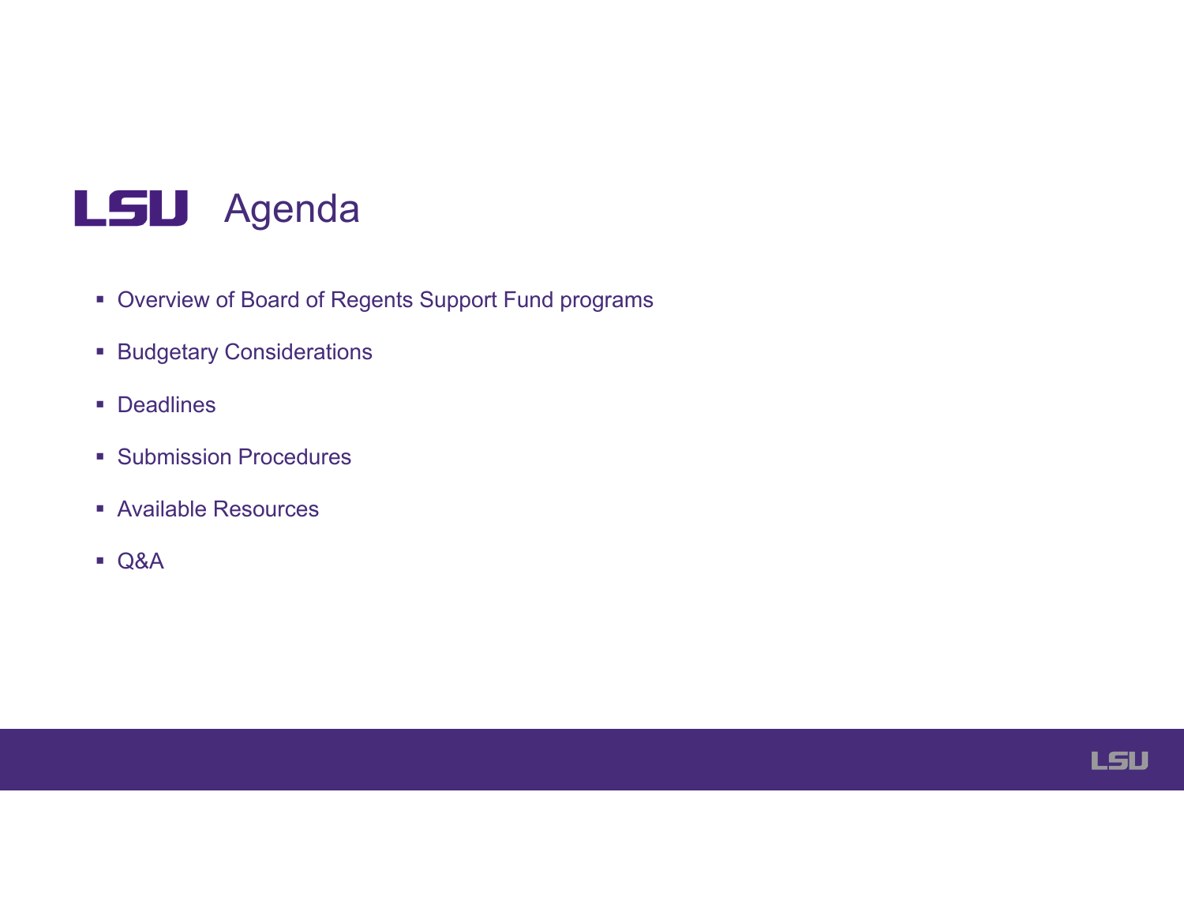# Agenda

- Overview of Board of Regents Support Fund programs
- Budgetary Considerations
- Deadlines
- Submission Procedures
- Available Resources
- Q&A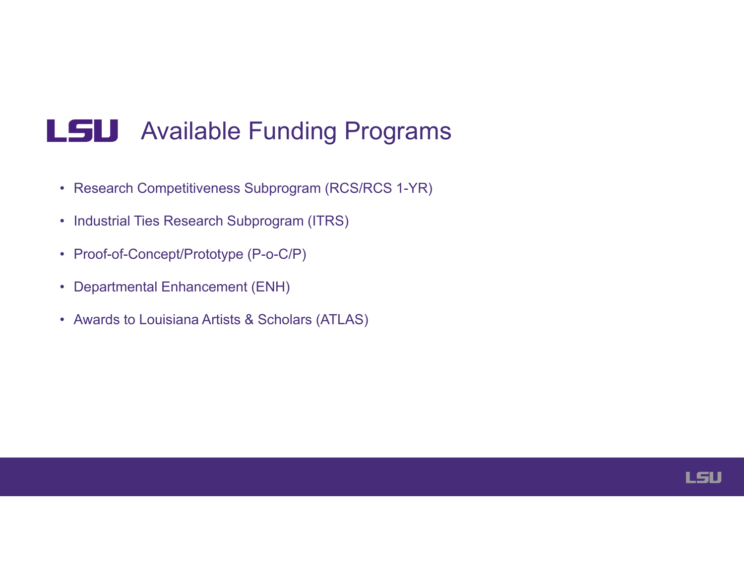# Available Funding Programs

- Research Competitiveness Subprogram (RCS/RCS 1-YR)
- Industrial Ties Research Subprogram (ITRS)
- Proof-of-Concept/Prototype (P-o-C/P)
- Departmental Enhancement (ENH)
- Awards to Louisiana Artists & Scholars (ATLAS)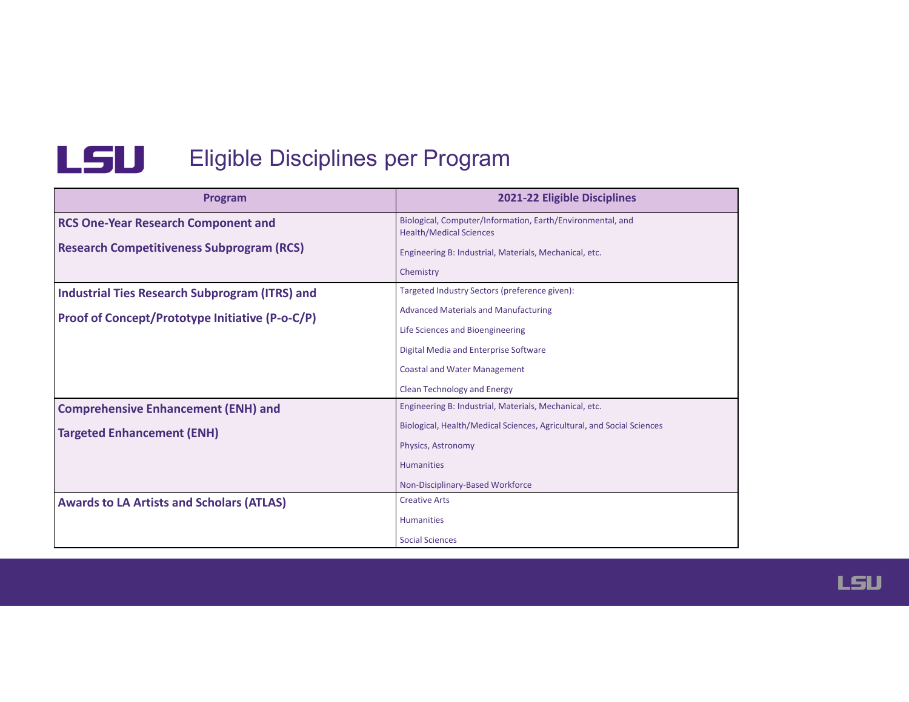# Eligible Disciplines per Program

| Program | 2021-22 Eligible Disciplines |
|---|---|
| **RCS One-Year Research Component and Research Competitiveness Subprogram (RCS)** | Biological, Computer/Information, Earth/Environmental, and Health/Medical Sciences<br>Engineering B: Industrial, Materials, Mechanical, etc.<br>Chemistry |
| **Industrial Ties Research Subprogram (ITRS) and Proof of Concept/Prototype Initiative (P-o-C/P)** | Targeted Industry Sectors (preference given):<br>Advanced Materials and Manufacturing<br>Life Sciences and Bioengineering<br>Digital Media and Enterprise Software<br>Coastal and Water Management<br>Clean Technology and Energy |
| **Comprehensive Enhancement (ENH) and Targeted Enhancement (ENH)** | Engineering B: Industrial, Materials, Mechanical, etc.<br>Biological, Health/Medical Sciences, Agricultural, and Social Sciences<br>Physics, Astronomy<br>Humanities<br>Non-Disciplinary-Based Workforce |
| **Awards to LA Artists and Scholars (ATLAS)** | Creative Arts<br>Humanities<br>Social Sciences |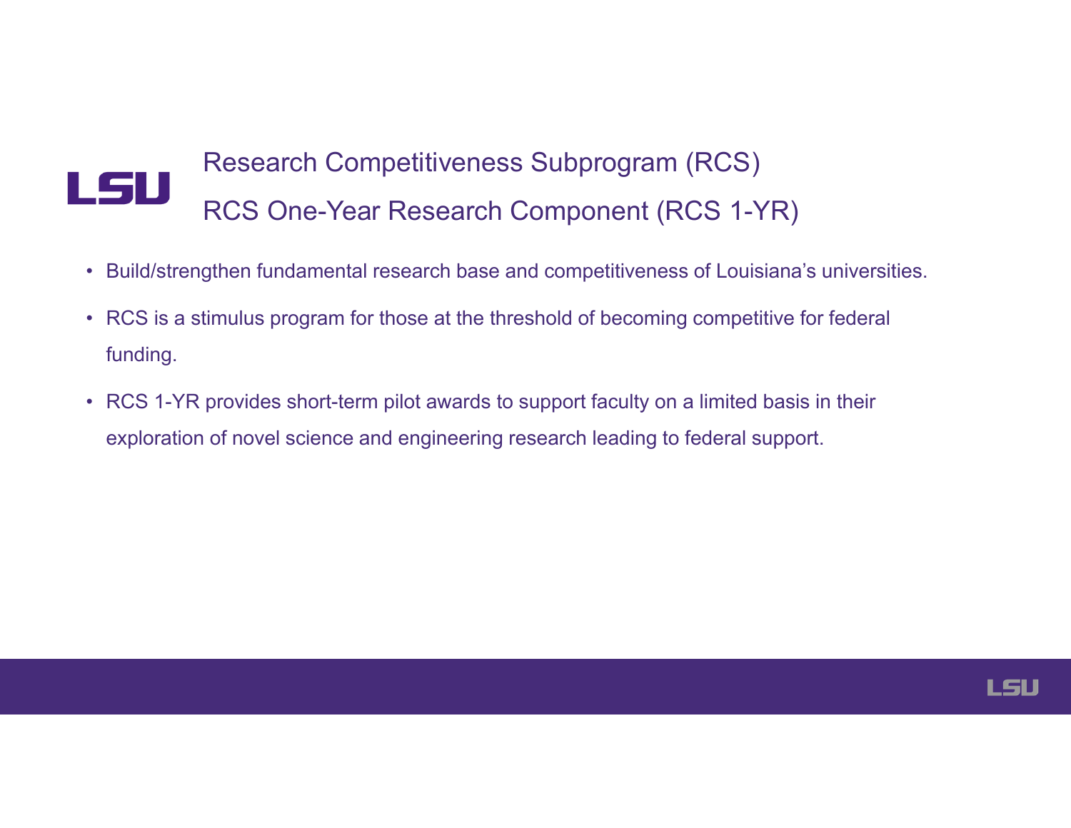# Research Competitiveness Subprogram (RCS)

# RCS One-Year Research Component (RCS 1-YR)

- Build/strengthen fundamental research base and competitiveness of Louisiana's universities.
- RCS is a stimulus program for those at the threshold of becoming competitive for federal funding.
- RCS 1-YR provides short-term pilot awards to support faculty on a limited basis in their exploration of novel science and engineering research leading to federal support.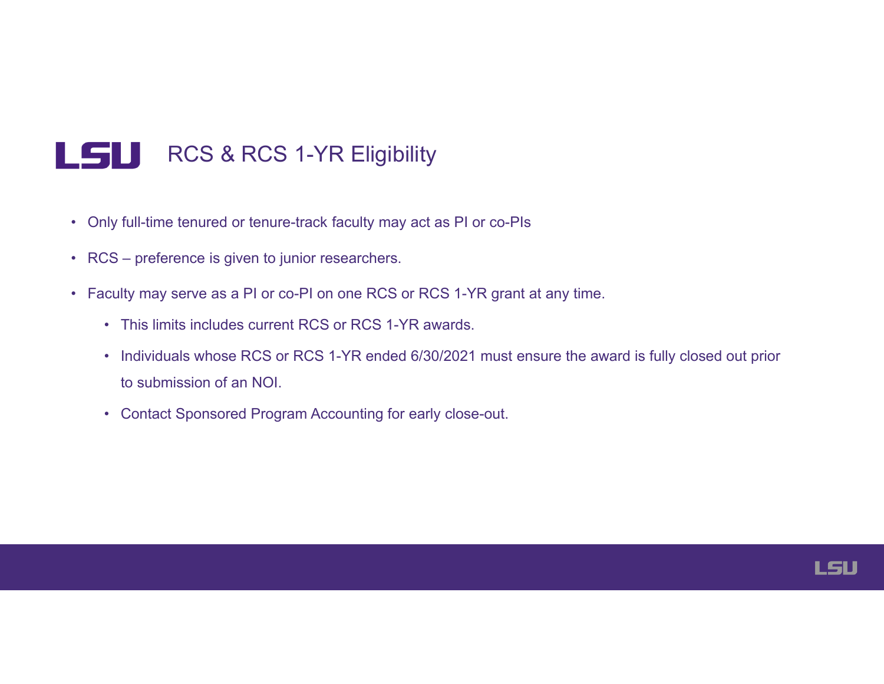# RCS & RCS 1-YR Eligibility

- Only full-time tenured or tenure-track faculty may act as PI or co-PIs
- RCS – preference is given to junior researchers.
- Faculty may serve as a PI or co-PI on one RCS or RCS 1-YR grant at any time.
  - This limits includes current RCS or RCS 1-YR awards.
  - Individuals whose RCS or RCS 1-YR ended 6/30/2021 must ensure the award is fully closed out prior to submission of an NOI.
  - Contact Sponsored Program Accounting for early close-out.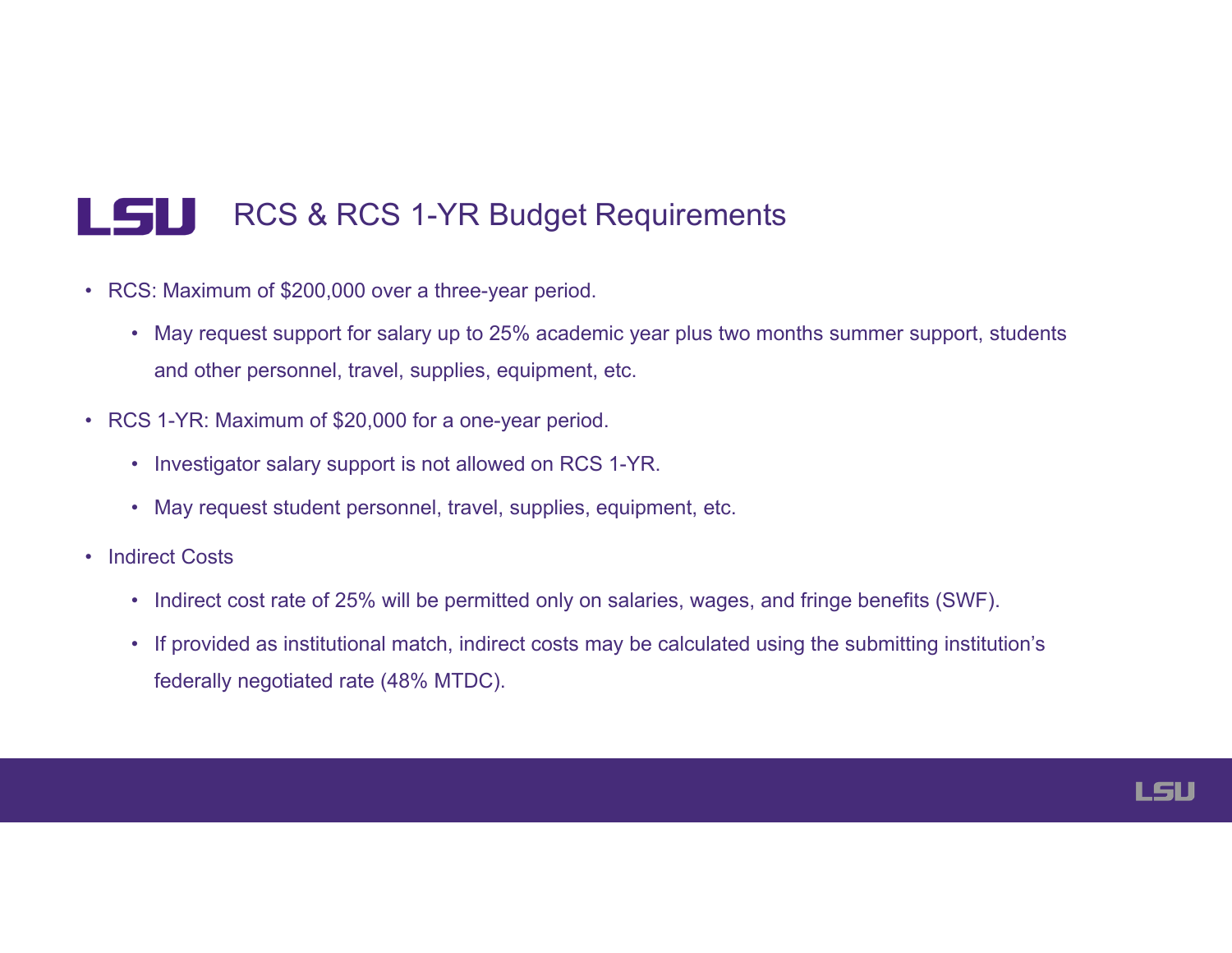# RCS & RCS 1-YR Budget Requirements

- RCS: Maximum of $200,000 over a three-year period.
  - May request support for salary up to 25% academic year plus two months summer support, students and other personnel, travel, supplies, equipment, etc.
- RCS 1-YR: Maximum of $20,000 for a one-year period.
  - Investigator salary support is not allowed on RCS 1-YR.
  - May request student personnel, travel, supplies, equipment, etc.
- Indirect Costs
  - Indirect cost rate of 25% will be permitted only on salaries, wages, and fringe benefits (SWF).
  - If provided as institutional match, indirect costs may be calculated using the submitting institution's federally negotiated rate (48% MTDC).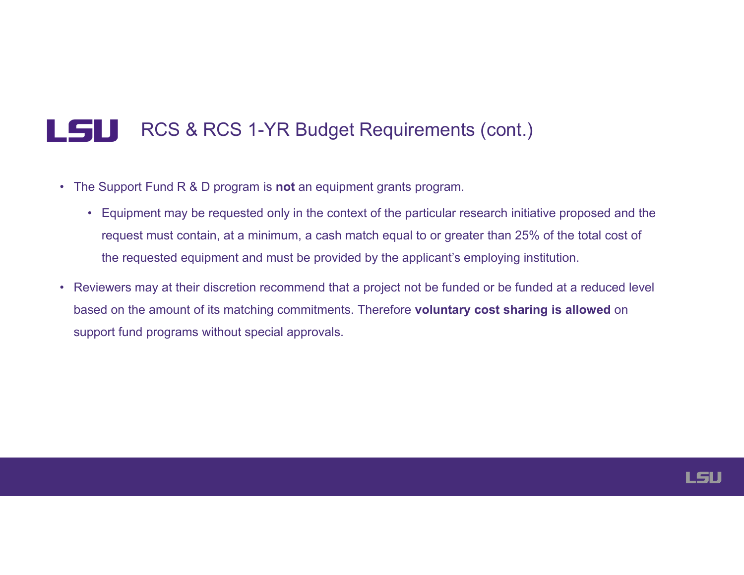# RCS & RCS 1-YR Budget Requirements (cont.)

- The Support Fund R & D program is **not** an equipment grants program.
  - Equipment may be requested only in the context of the particular research initiative proposed and the request must contain, at a minimum, a cash match equal to or greater than 25% of the total cost of the requested equipment and must be provided by the applicant's employing institution.
- Reviewers may at their discretion recommend that a project not be funded or be funded at a reduced level based on the amount of its matching commitments. Therefore **voluntary cost sharing is allowed** on support fund programs without special approvals.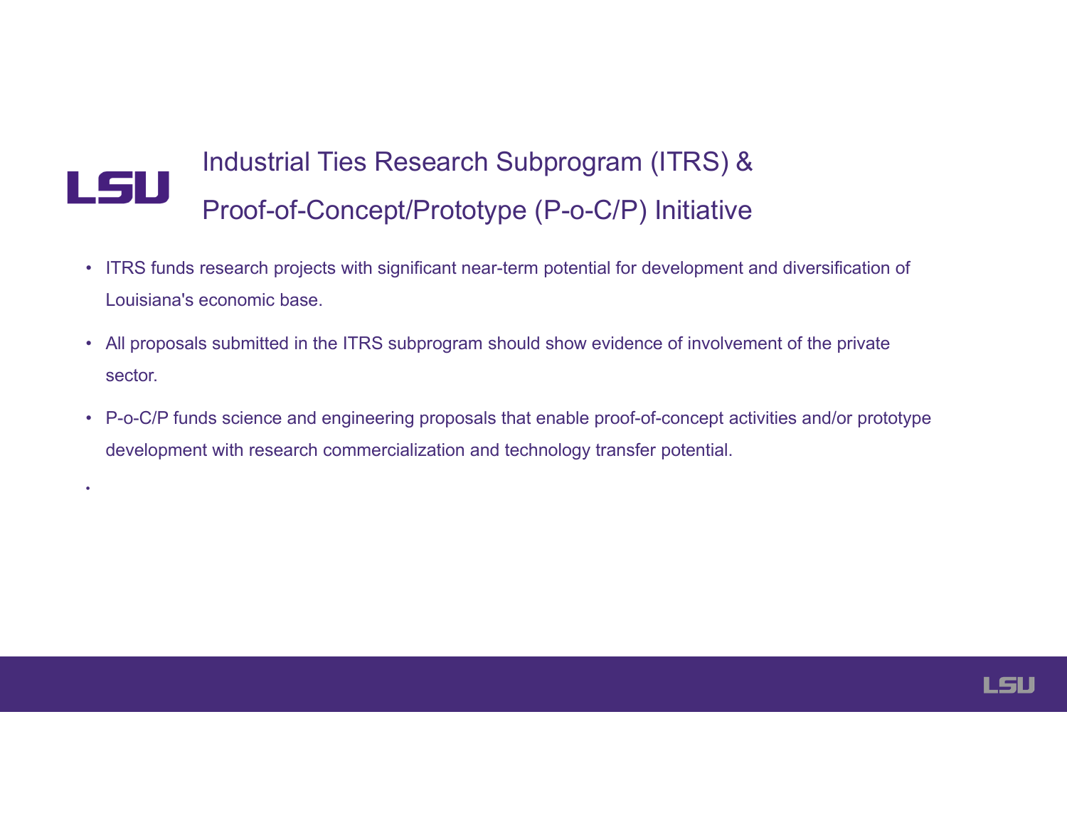# Industrial Ties Research Subprogram (ITRS) & Proof-of-Concept/Prototype (P-o-C/P) Initiative

- ITRS funds research projects with significant near-term potential for development and diversification of Louisiana's economic base.
- All proposals submitted in the ITRS subprogram should show evidence of involvement of the private sector.
- P-o-C/P funds science and engineering proposals that enable proof-of-concept activities and/or prototype development with research commercialization and technology transfer potential.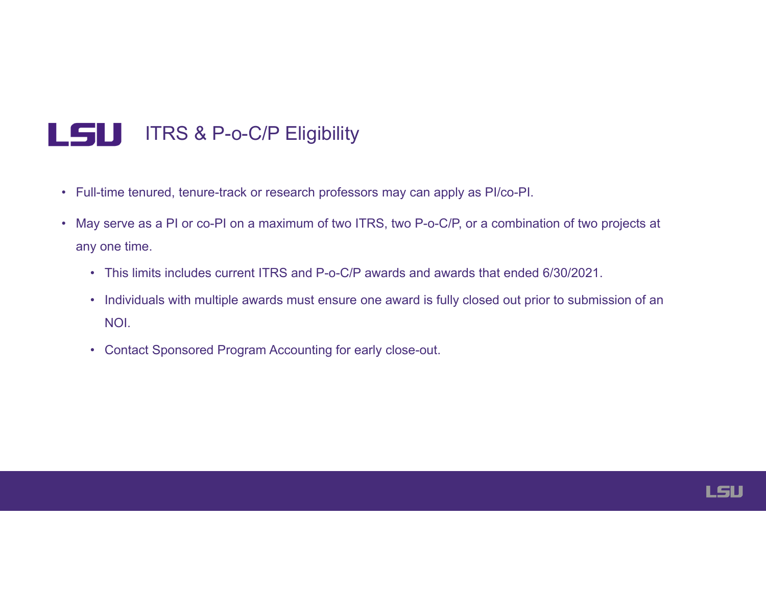# ITRS & P-o-C/P Eligibility

- Full-time tenured, tenure-track or research professors may can apply as PI/co-PI.
- May serve as a PI or co-PI on a maximum of two ITRS, two P-o-C/P, or a combination of two projects at any one time.
  - This limits includes current ITRS and P-o-C/P awards and awards that ended 6/30/2021.
  - Individuals with multiple awards must ensure one award is fully closed out prior to submission of an NOI.
  - Contact Sponsored Program Accounting for early close-out.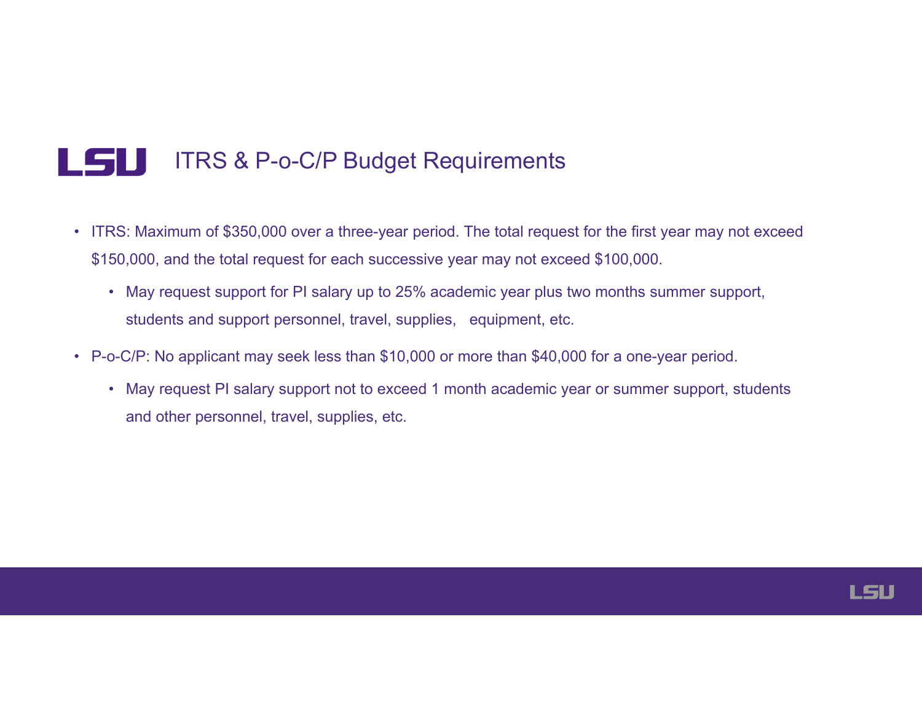# ITRS & P-o-C/P Budget Requirements

- ITRS: Maximum of $350,000 over a three-year period. The total request for the first year may not exceed $150,000, and the total request for each successive year may not exceed $100,000.
  - May request support for PI salary up to 25% academic year plus two months summer support, students and support personnel, travel, supplies, equipment, etc.
- P-o-C/P: No applicant may seek less than $10,000 or more than $40,000 for a one-year period.
  - May request PI salary support not to exceed 1 month academic year or summer support, students and other personnel, travel, supplies, etc.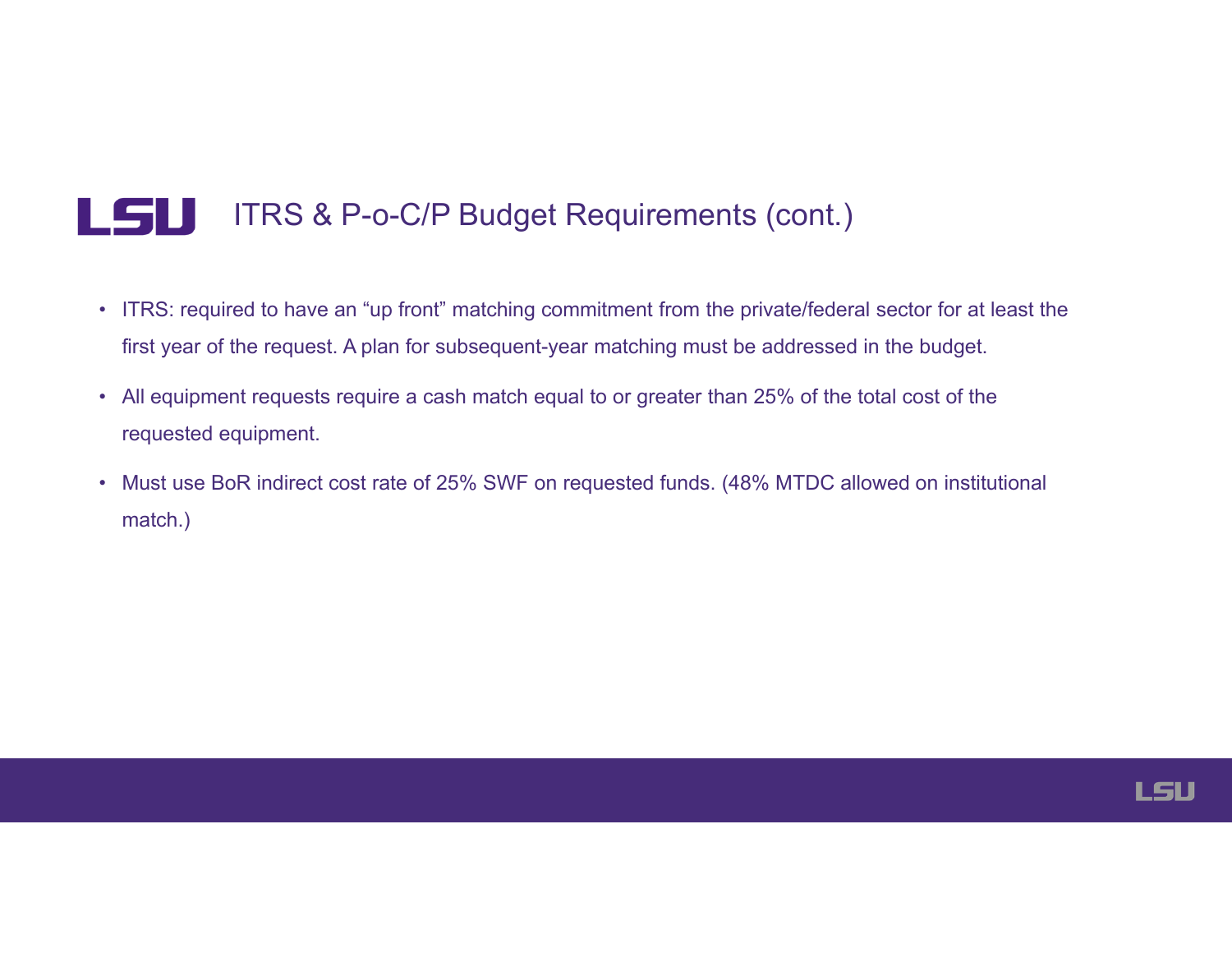# ITRS & P-o-C/P Budget Requirements (cont.)

- ITRS: required to have an "up front" matching commitment from the private/federal sector for at least the first year of the request. A plan for subsequent-year matching must be addressed in the budget.
- All equipment requests require a cash match equal to or greater than 25% of the total cost of the requested equipment.
- Must use BoR indirect cost rate of 25% SWF on requested funds. (48% MTDC allowed on institutional match.)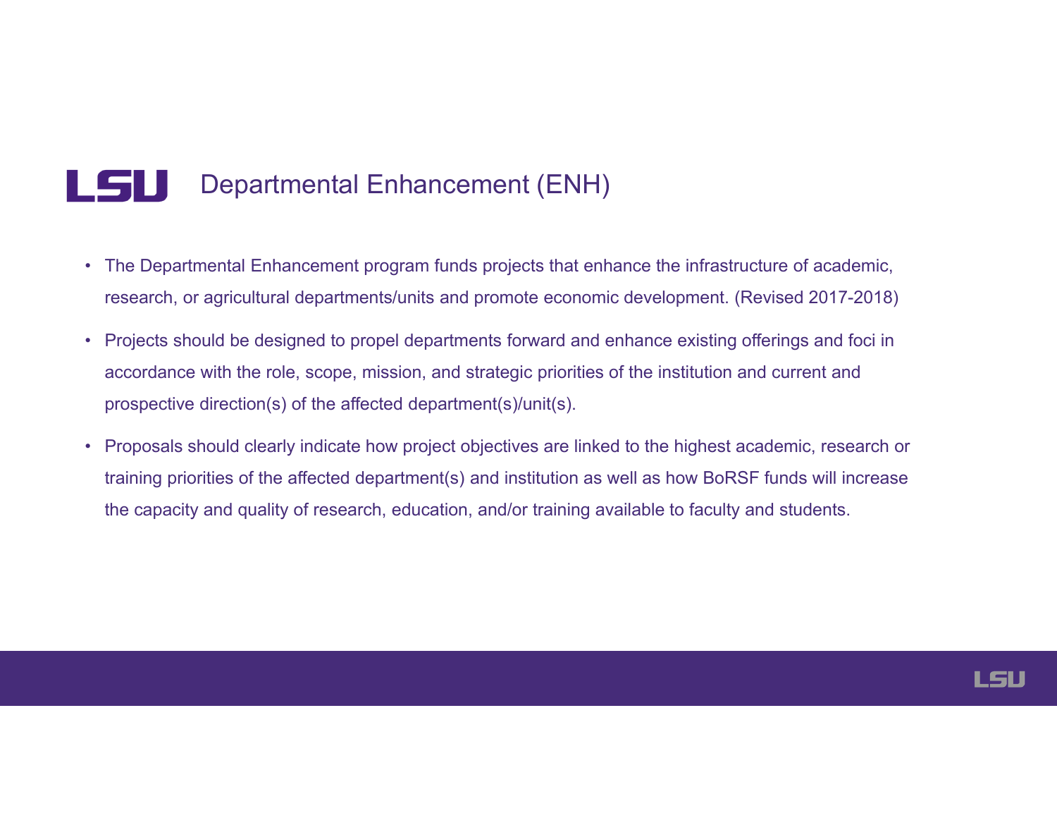# Departmental Enhancement (ENH)

- The Departmental Enhancement program funds projects that enhance the infrastructure of academic, research, or agricultural departments/units and promote economic development. (Revised 2017-2018)
- Projects should be designed to propel departments forward and enhance existing offerings and foci in accordance with the role, scope, mission, and strategic priorities of the institution and current and prospective direction(s) of the affected department(s)/unit(s).
- Proposals should clearly indicate how project objectives are linked to the highest academic, research or training priorities of the affected department(s) and institution as well as how BoRSF funds will increase the capacity and quality of research, education, and/or training available to faculty and students.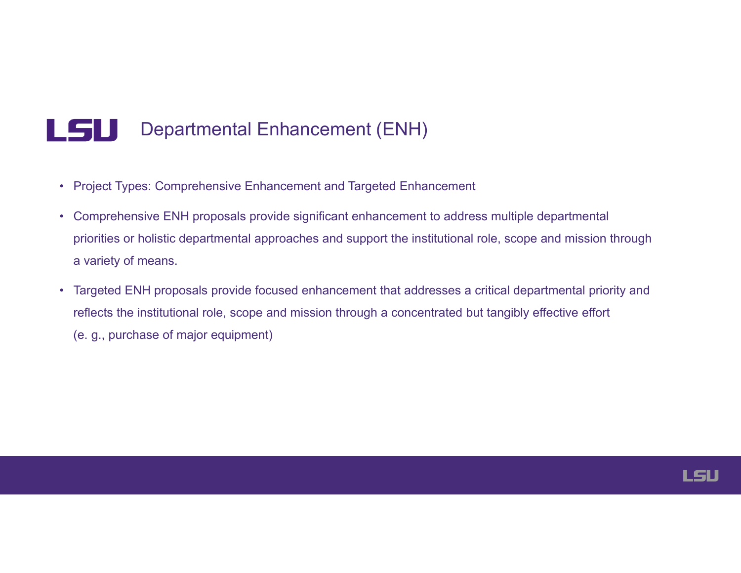# Departmental Enhancement (ENH)

- Project Types: Comprehensive Enhancement and Targeted Enhancement
- Comprehensive ENH proposals provide significant enhancement to address multiple departmental priorities or holistic departmental approaches and support the institutional role, scope and mission through a variety of means.
- Targeted ENH proposals provide focused enhancement that addresses a critical departmental priority and reflects the institutional role, scope and mission through a concentrated but tangibly effective effort (e. g., purchase of major equipment)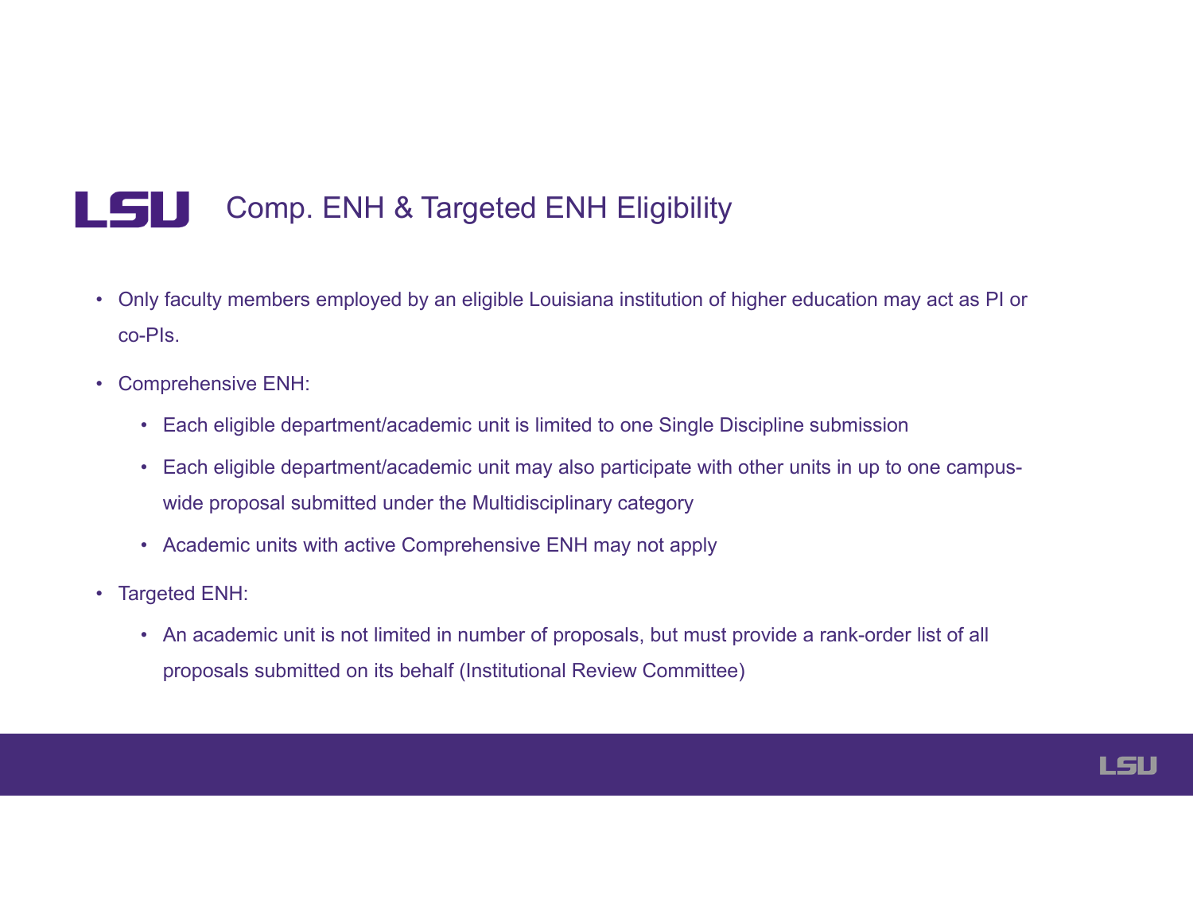# Comp. ENH & Targeted ENH Eligibility

- Only faculty members employed by an eligible Louisiana institution of higher education may act as PI or co-PIs.
- Comprehensive ENH:
  - Each eligible department/academic unit is limited to one Single Discipline submission
  - Each eligible department/academic unit may also participate with other units in up to one campus-wide proposal submitted under the Multidisciplinary category
  - Academic units with active Comprehensive ENH may not apply
- Targeted ENH:
  - An academic unit is not limited in number of proposals, but must provide a rank-order list of all proposals submitted on its behalf (Institutional Review Committee)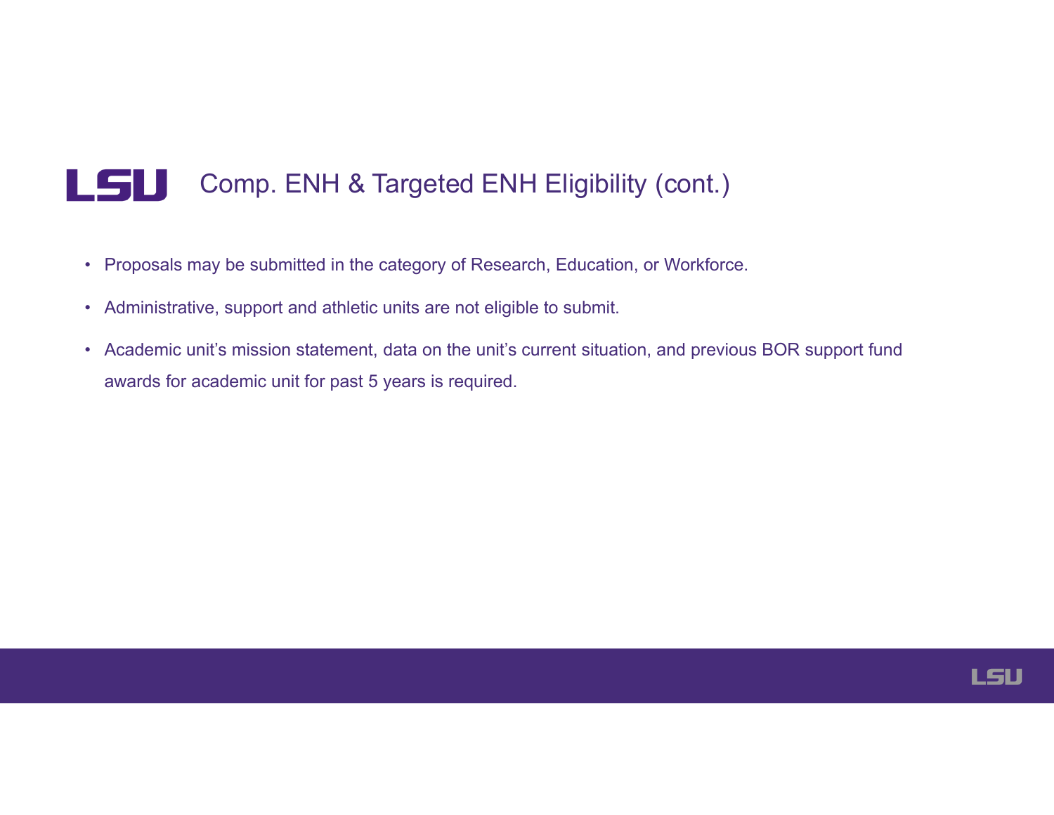# Comp. ENH & Targeted ENH Eligibility (cont.)

- Proposals may be submitted in the category of Research, Education, or Workforce.
- Administrative, support and athletic units are not eligible to submit.
- Academic unit’s mission statement, data on the unit’s current situation, and previous BOR support fund awards for academic unit for past 5 years is required.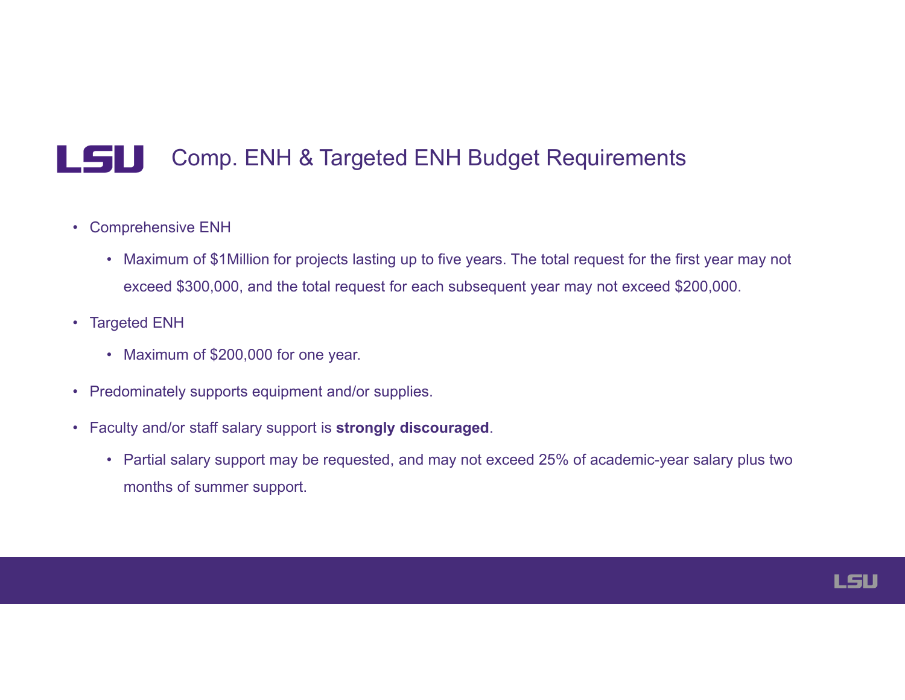# Comp. ENH & Targeted ENH Budget Requirements

- Comprehensive ENH
  - Maximum of $1Million for projects lasting up to five years. The total request for the first year may not exceed $300,000, and the total request for each subsequent year may not exceed $200,000.
- Targeted ENH
  - Maximum of $200,000 for one year.
- Predominately supports equipment and/or supplies.
- Faculty and/or staff salary support is **strongly discouraged**.
  - Partial salary support may be requested, and may not exceed 25% of academic-year salary plus two months of summer support.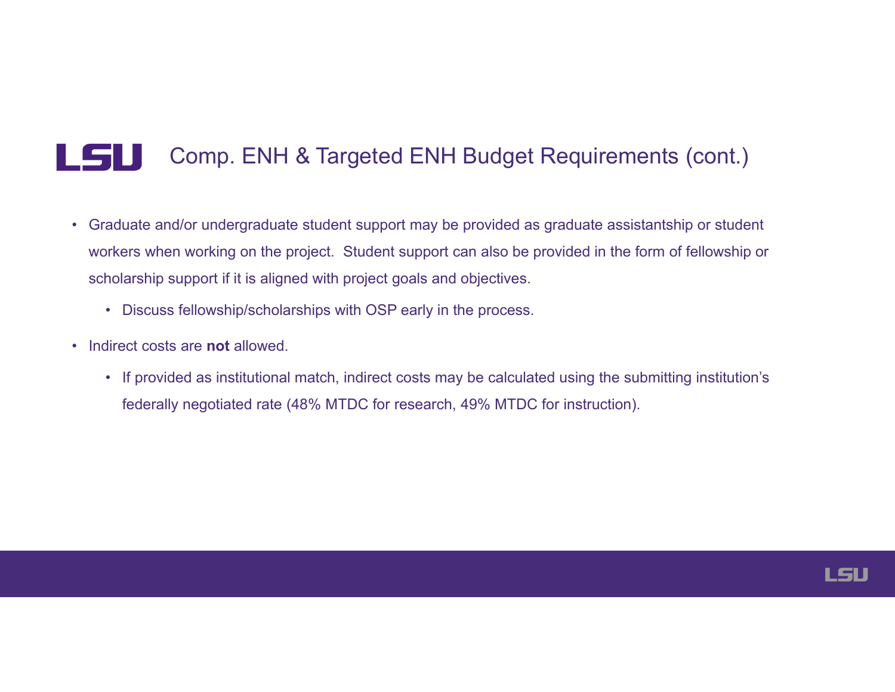# Comp. ENH & Targeted ENH Budget Requirements (cont.)

- Graduate and/or undergraduate student support may be provided as graduate assistantship or student workers when working on the project.  Student support can also be provided in the form of fellowship or scholarship support if it is aligned with project goals and objectives.
  - Discuss fellowship/scholarships with OSP early in the process.
- Indirect costs are **not** allowed.
  - If provided as institutional match, indirect costs may be calculated using the submitting institution's federally negotiated rate (48% MTDC for research, 49% MTDC for instruction).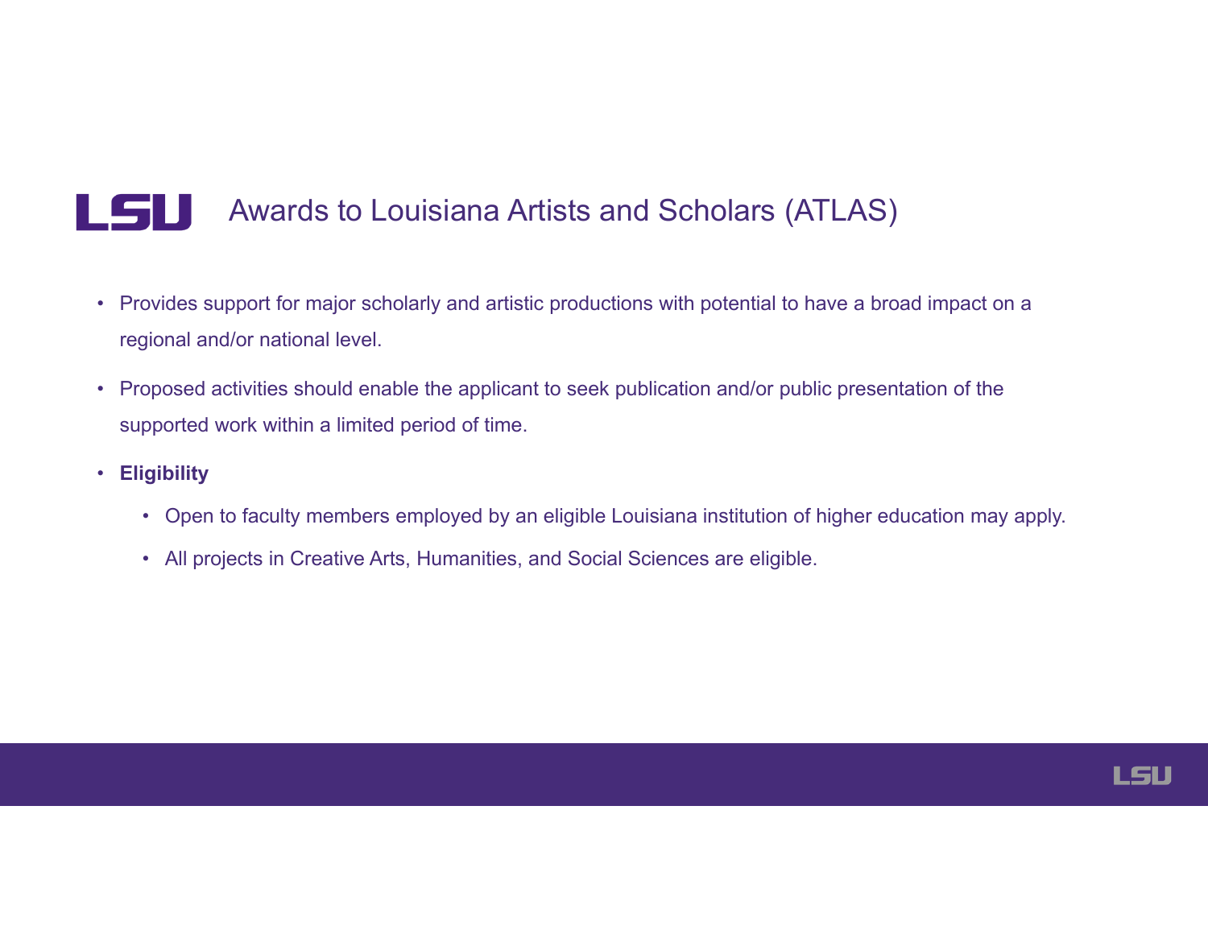# Awards to Louisiana Artists and Scholars (ATLAS)

- Provides support for major scholarly and artistic productions with potential to have a broad impact on a regional and/or national level.
- Proposed activities should enable the applicant to seek publication and/or public presentation of the supported work within a limited period of time.
- **Eligibility**
  - Open to faculty members employed by an eligible Louisiana institution of higher education may apply.
  - All projects in Creative Arts, Humanities, and Social Sciences are eligible.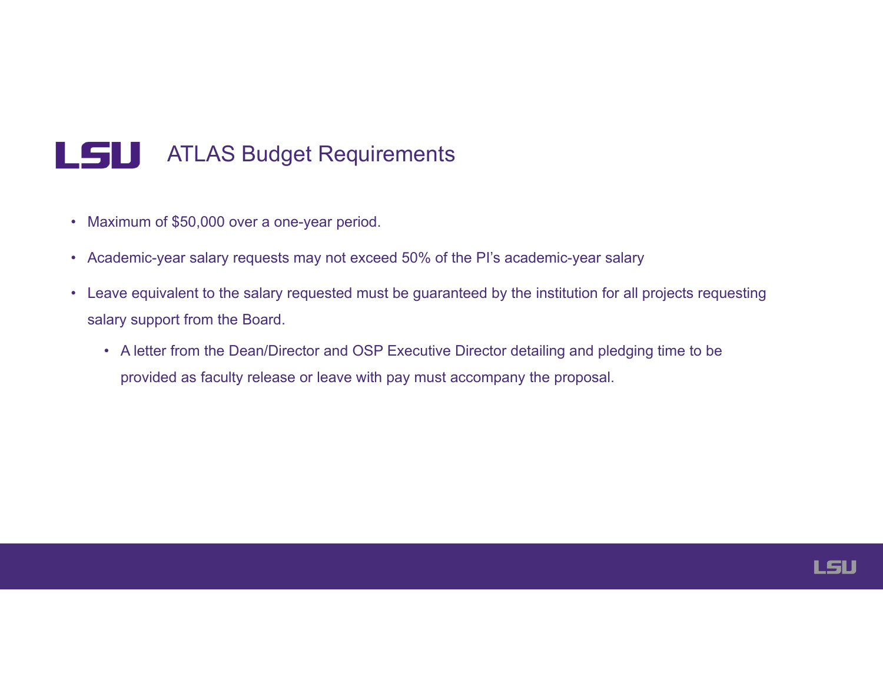# ATLAS Budget Requirements

- Maximum of $50,000 over a one-year period.
- Academic-year salary requests may not exceed 50% of the PI's academic-year salary
- Leave equivalent to the salary requested must be guaranteed by the institution for all projects requesting salary support from the Board.
  - A letter from the Dean/Director and OSP Executive Director detailing and pledging time to be provided as faculty release or leave with pay must accompany the proposal.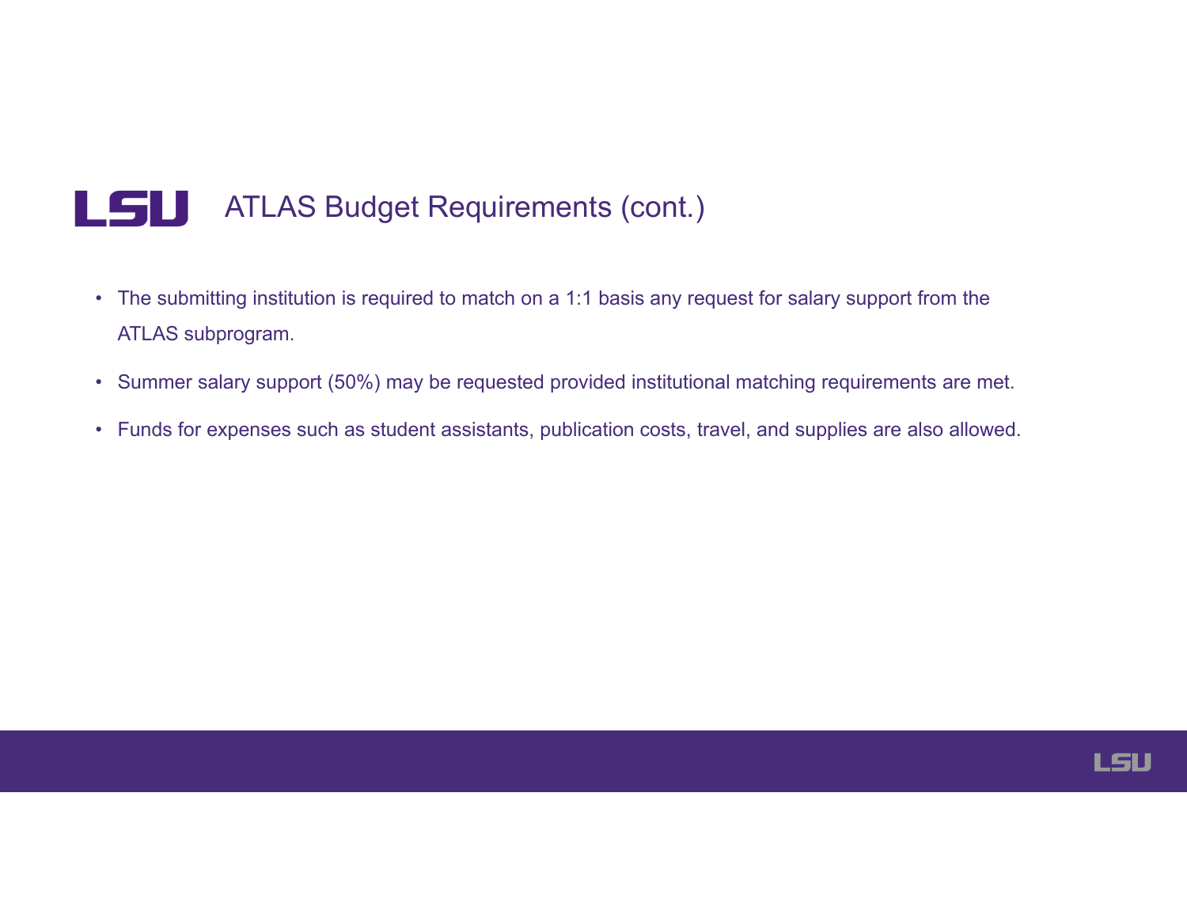## ATLAS Budget Requirements (cont.)

- The submitting institution is required to match on a 1:1 basis any request for salary support from the ATLAS subprogram.
- Summer salary support (50%) may be requested provided institutional matching requirements are met.
- Funds for expenses such as student assistants, publication costs, travel, and supplies are also allowed.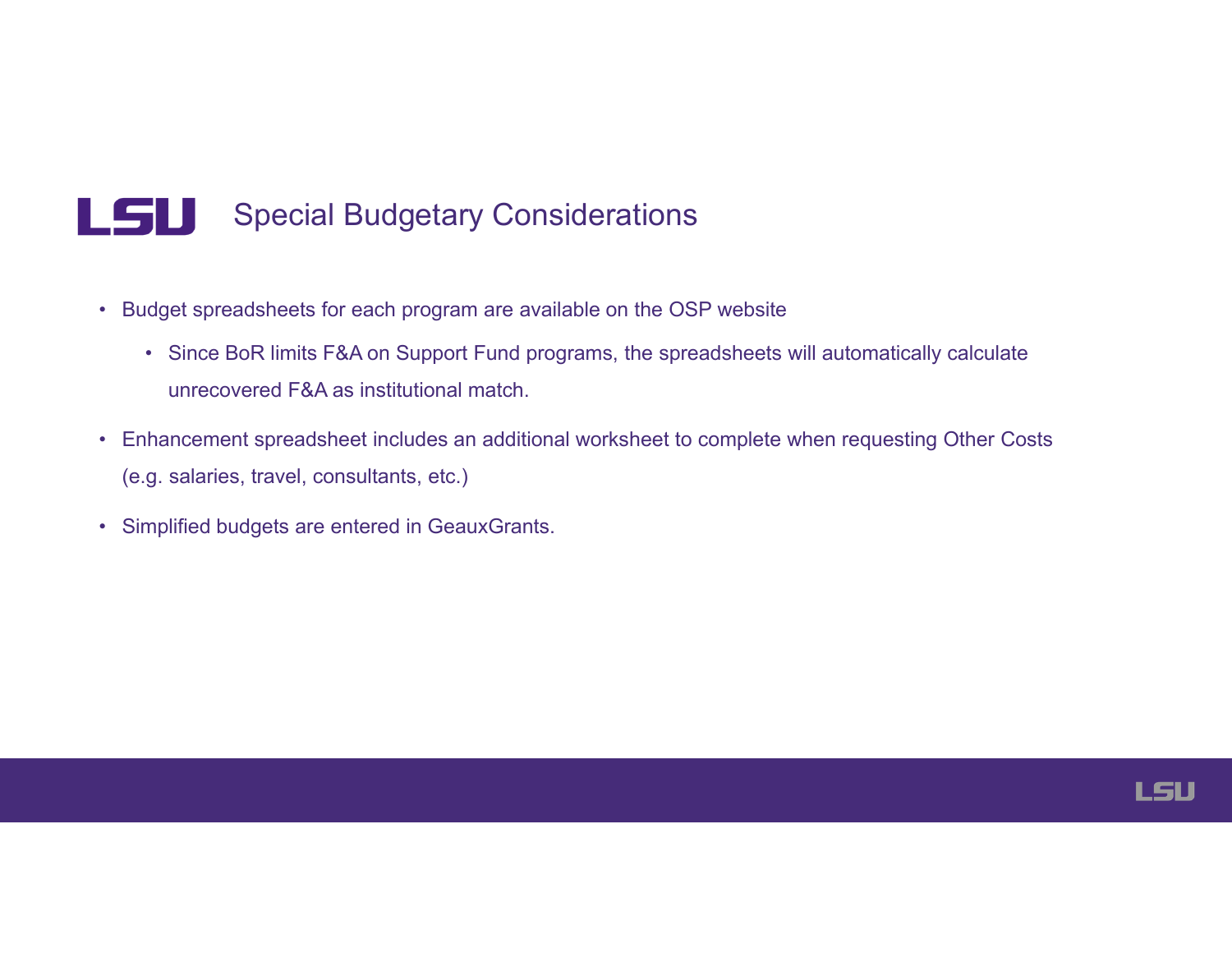# Special Budgetary Considerations

- Budget spreadsheets for each program are available on the OSP website
  - Since BoR limits F&A on Support Fund programs, the spreadsheets will automatically calculate unrecovered F&A as institutional match.
- Enhancement spreadsheet includes an additional worksheet to complete when requesting Other Costs (e.g. salaries, travel, consultants, etc.)
- Simplified budgets are entered in GeauxGrants.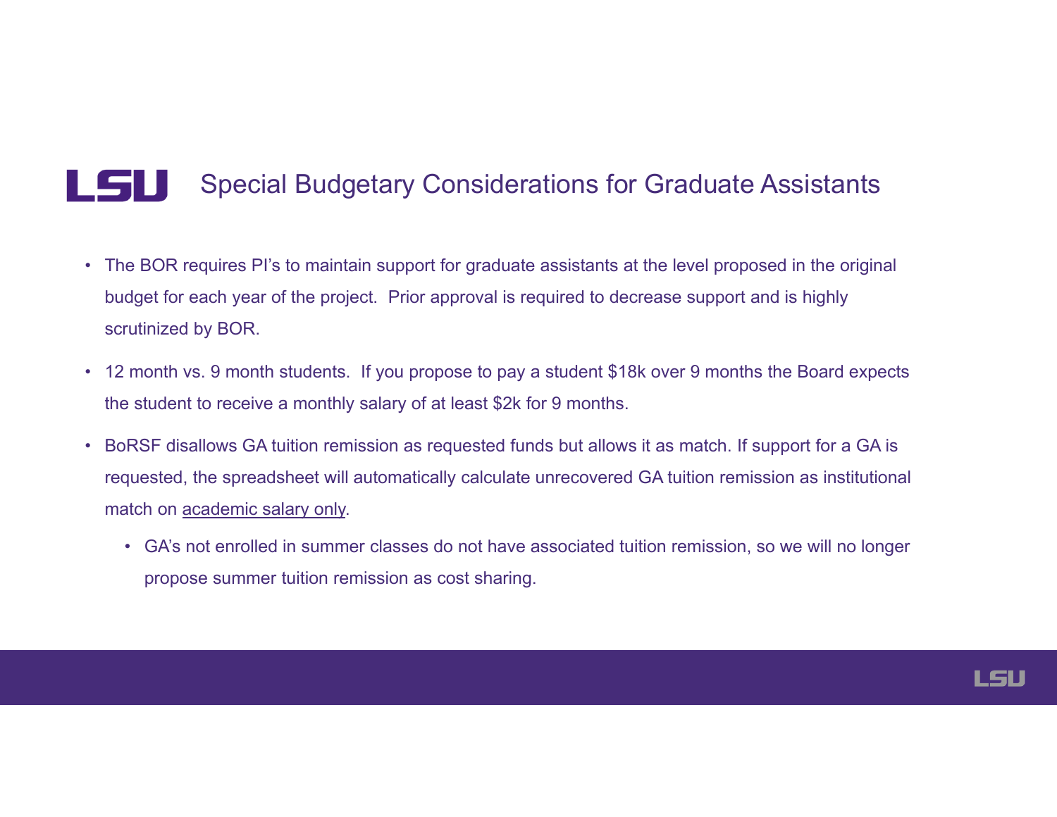# Special Budgetary Considerations for Graduate Assistants

- The BOR requires PI's to maintain support for graduate assistants at the level proposed in the original budget for each year of the project. Prior approval is required to decrease support and is highly scrutinized by BOR.
- 12 month vs. 9 month students. If you propose to pay a student $18k over 9 months the Board expects the student to receive a monthly salary of at least $2k for 9 months.
- BoRSF disallows GA tuition remission as requested funds but allows it as match. If support for a GA is requested, the spreadsheet will automatically calculate unrecovered GA tuition remission as institutional match on academic salary only.
  - GA's not enrolled in summer classes do not have associated tuition remission, so we will no longer propose summer tuition remission as cost sharing.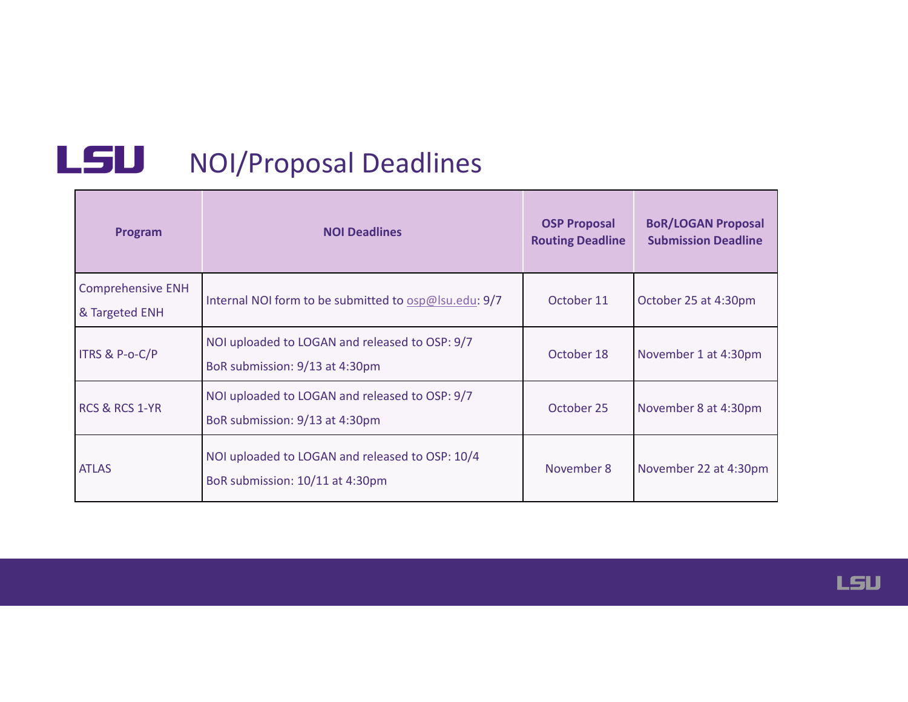# NOI/Proposal Deadlines

| Program | NOI Deadlines | OSP Proposal Routing Deadline | BoR/LOGAN Proposal Submission Deadline |
|---|---|---|---|
| Comprehensive ENH & Targeted ENH | Internal NOI form to be submitted to osp@lsu.edu: 9/7 | October 11 | October 25 at 4:30pm |
| ITRS & P-o-C/P | NOI uploaded to LOGAN and released to OSP: 9/7<br>BoR submission: 9/13 at 4:30pm | October 18 | November 1 at 4:30pm |
| RCS & RCS 1-YR | NOI uploaded to LOGAN and released to OSP: 9/7<br>BoR submission: 9/13 at 4:30pm | October 25 | November 8 at 4:30pm |
| ATLAS | NOI uploaded to LOGAN and released to OSP: 10/4<br>BoR submission: 10/11 at 4:30pm | November 8 | November 22 at 4:30pm |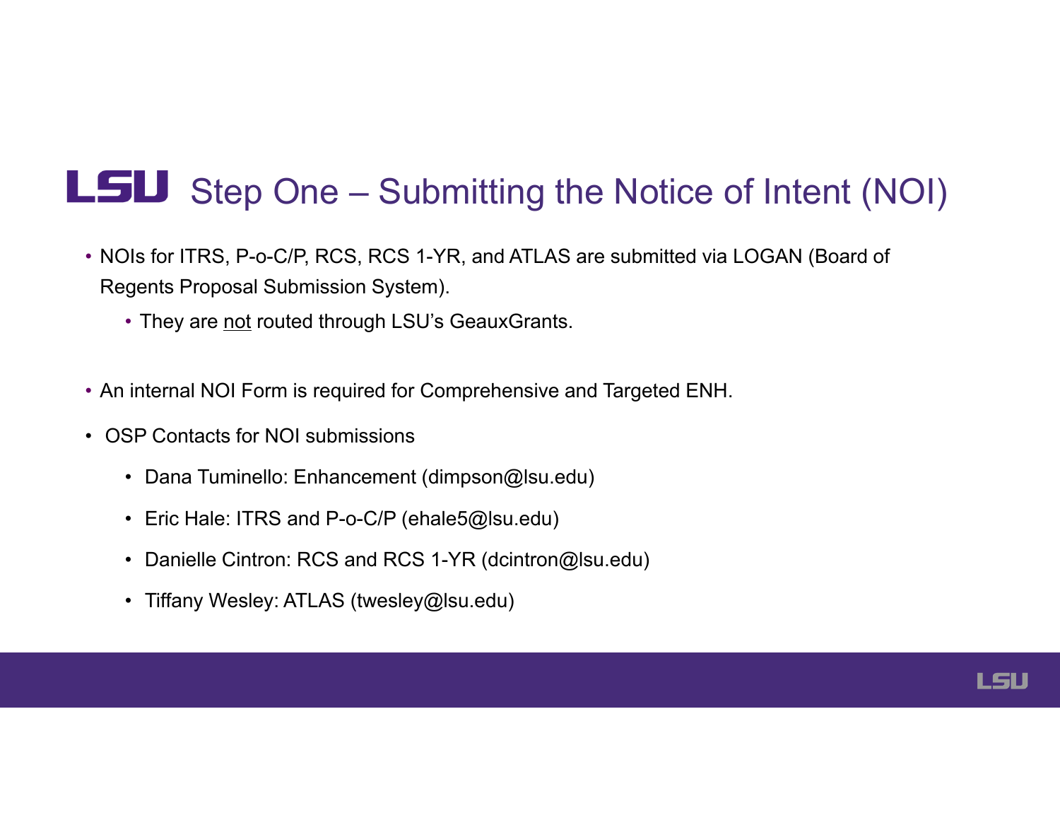# LSU Step One – Submitting the Notice of Intent (NOI)

- NOIs for ITRS, P-o-C/P, RCS, RCS 1-YR, and ATLAS are submitted via LOGAN (Board of Regents Proposal Submission System).
  - They are not routed through LSU's GeauxGrants.
- An internal NOI Form is required for Comprehensive and Targeted ENH.
- OSP Contacts for NOI submissions
  - Dana Tuminello: Enhancement (dimpson@lsu.edu)
  - Eric Hale: ITRS and P-o-C/P (ehale5@lsu.edu)
  - Danielle Cintron: RCS and RCS 1-YR (dcintron@lsu.edu)
  - Tiffany Wesley: ATLAS (twesley@lsu.edu)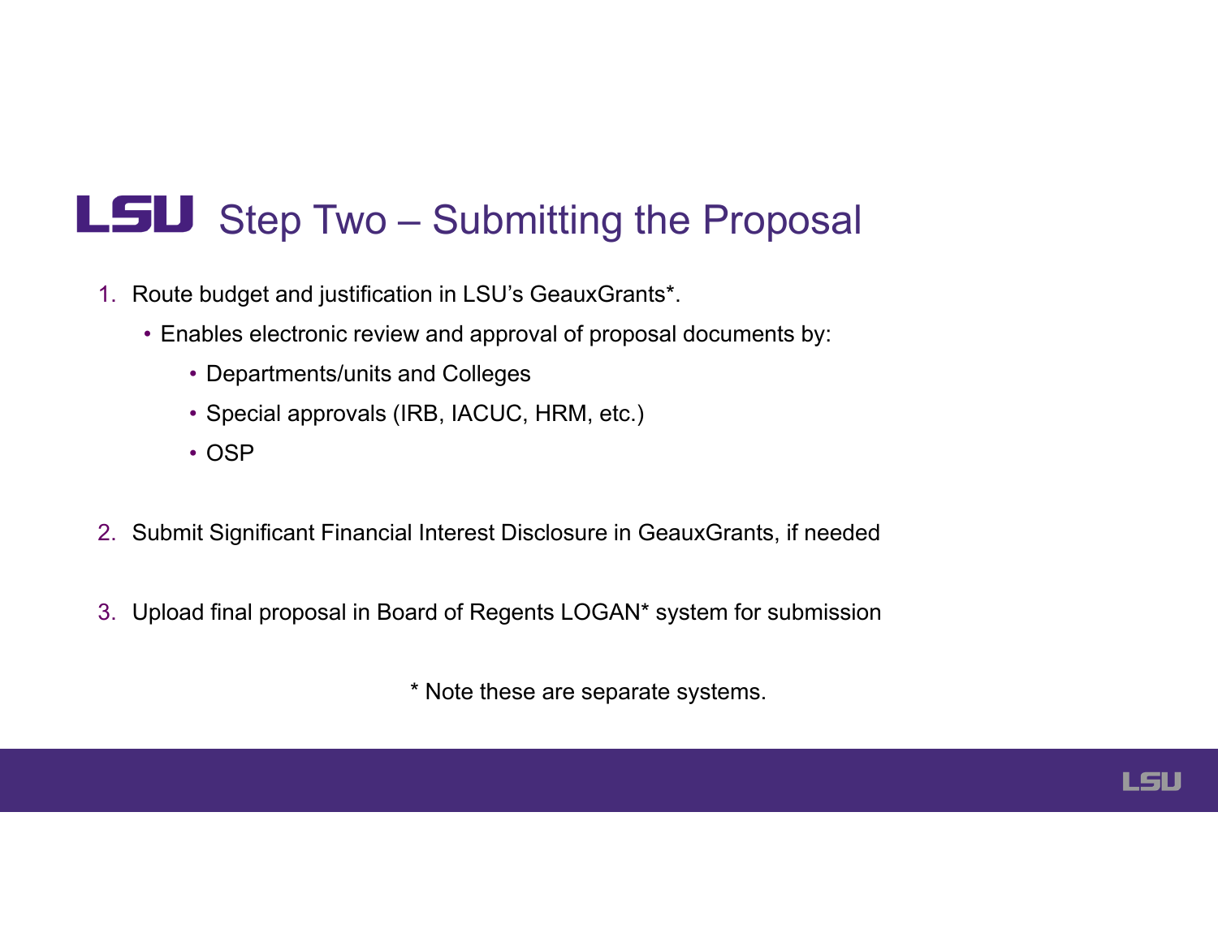# Step Two – Submitting the Proposal

1. Route budget and justification in LSU's GeauxGrants*.
   - Enables electronic review and approval of proposal documents by:
     - Departments/units and Colleges
     - Special approvals (IRB, IACUC, HRM, etc.)
     - OSP

2. Submit Significant Financial Interest Disclosure in GeauxGrants, if needed

3. Upload final proposal in Board of Regents LOGAN* system for submission

* Note these are separate systems.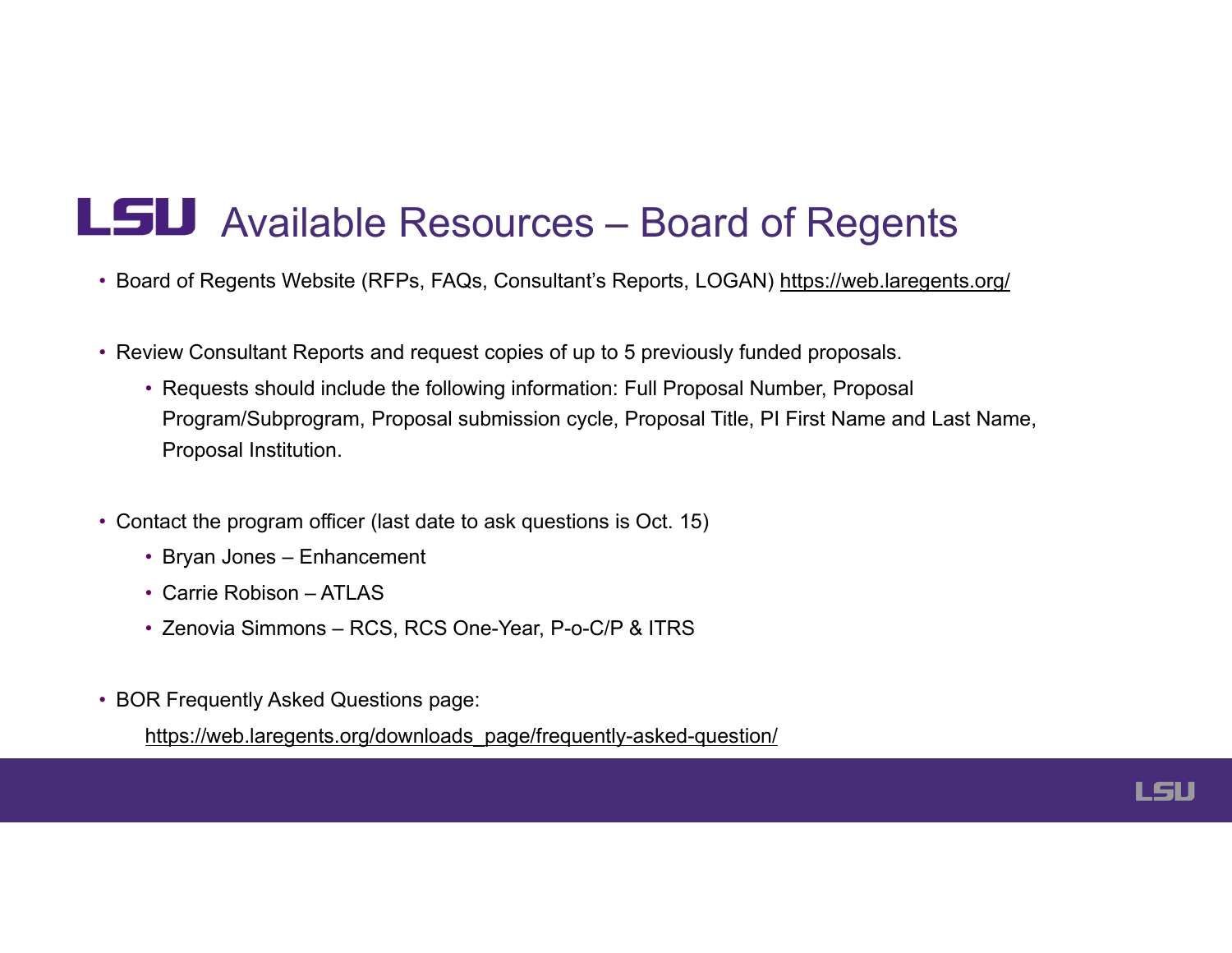# Available Resources – Board of Regents

- Board of Regents Website (RFPs, FAQs, Consultant's Reports, LOGAN) https://web.laregents.org/

- Review Consultant Reports and request copies of up to 5 previously funded proposals.
  - Requests should include the following information: Full Proposal Number, Proposal Program/Subprogram, Proposal submission cycle, Proposal Title, PI First Name and Last Name, Proposal Institution.

- Contact the program officer (last date to ask questions is Oct. 15)
  - Bryan Jones – Enhancement
  - Carrie Robison – ATLAS
  - Zenovia Simmons – RCS, RCS One-Year, P-o-C/P & ITRS

- BOR Frequently Asked Questions page:

  https://web.laregents.org/downloads_page/frequently-asked-question/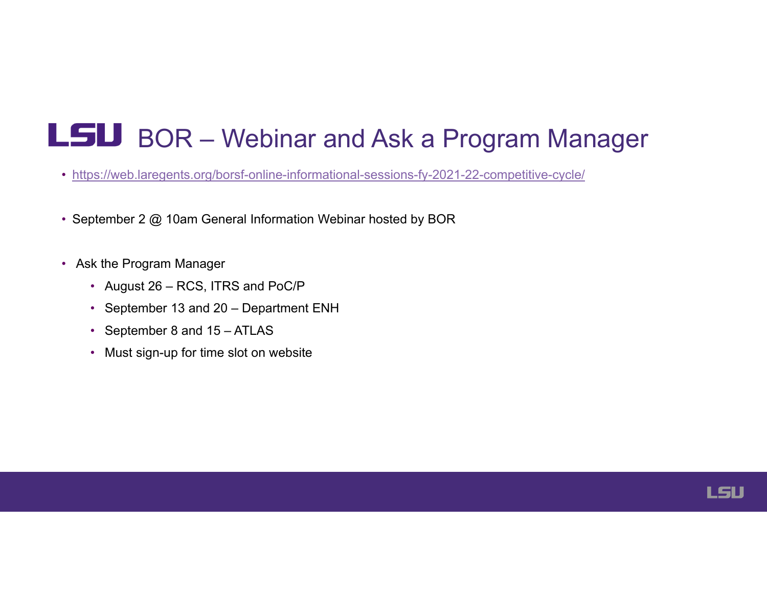# LSU BOR – Webinar and Ask a Program Manager

- https://web.laregents.org/borsf-online-informational-sessions-fy-2021-22-competitive-cycle/

- September 2 @ 10am General Information Webinar hosted by BOR

- Ask the Program Manager
  - August 26 – RCS, ITRS and PoC/P
  - September 13 and 20 – Department ENH
  - September 8 and 15 – ATLAS
  - Must sign-up for time slot on website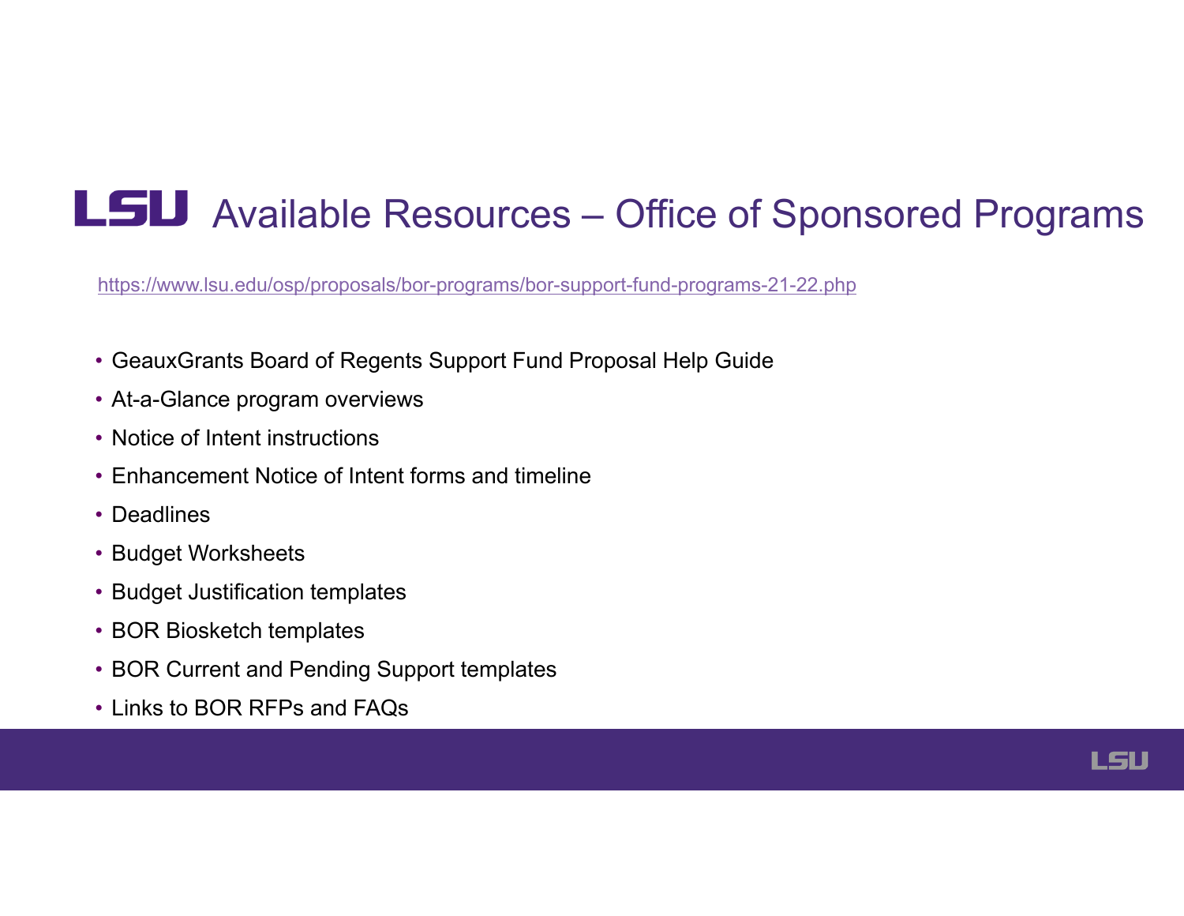# LSU Available Resources – Office of Sponsored Programs

https://www.lsu.edu/osp/proposals/bor-programs/bor-support-fund-programs-21-22.php

- GeauxGrants Board of Regents Support Fund Proposal Help Guide
- At-a-Glance program overviews
- Notice of Intent instructions
- Enhancement Notice of Intent forms and timeline
- Deadlines
- Budget Worksheets
- Budget Justification templates
- BOR Biosketch templates
- BOR Current and Pending Support templates
- Links to BOR RFPs and FAQs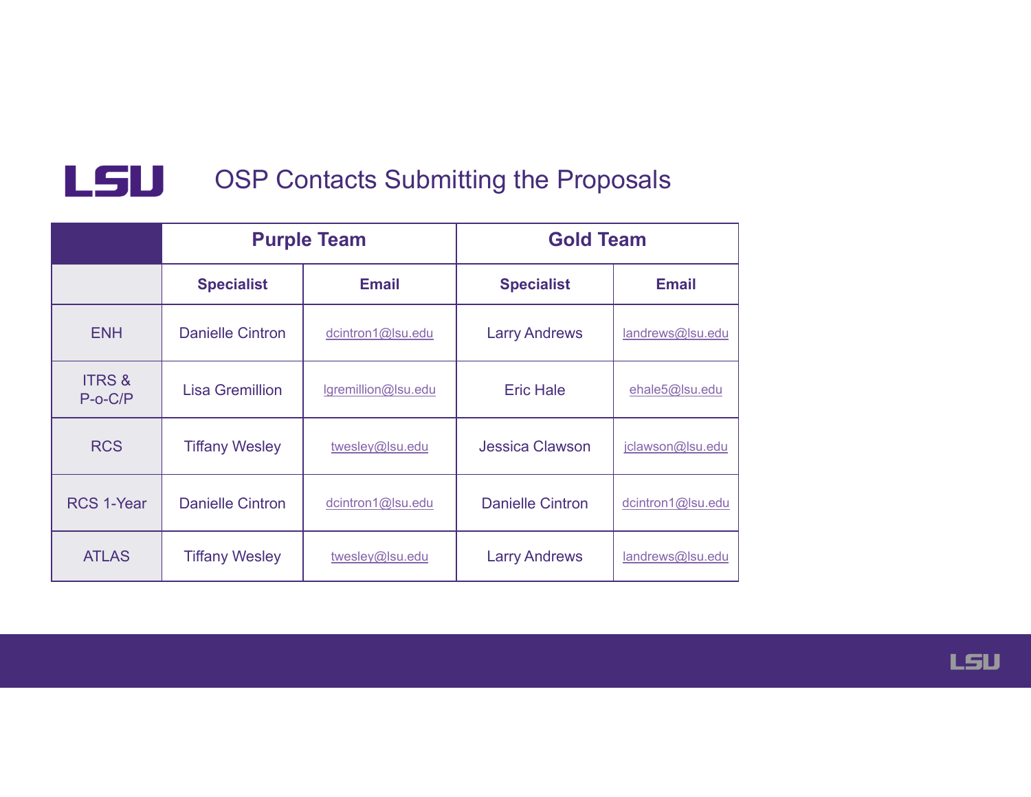# OSP Contacts Submitting the Proposals

| | Purpose Team | | Gold Team | |
|---|---|---|---|---|
| | **Specialist** | **Email** | **Specialist** | **Email** |
| ENH | Danielle Cintron | dcintron1@lsu.edu | Larry Andrews | landrews@lsu.edu |
| ITRS & P-o-C/P | Lisa Gremillion | lgremillion@lsu.edu | Eric Hale | ehale5@lsu.edu |
| RCS | Tiffany Wesley | twesley@lsu.edu | Jessica Clawson | jclawson@lsu.edu |
| RCS 1-Year | Danielle Cintron | dcintron1@lsu.edu | Danielle Cintron | dcintron1@lsu.edu |
| ATLAS | Tiffany Wesley | twesley@lsu.edu | Larry Andrews | landrews@lsu.edu |

# OSP Contacts Submitting the Proposals

| | Purple Team | | Gold Team | |
|---|---|---|---|---|
| | **Specialist** | **Email** | **Specialist** | **Email** |
| ENH | Danielle Cintron | dcintron1@lsu.edu | Larry Andrews | landrews@lsu.edu |
| ITRS & P-o-C/P | Lisa Gremillion | lgremillion@lsu.edu | Eric Hale | ehale5@lsu.edu |
| RCS | Tiffany Wesley | twesley@lsu.edu | Jessica Clawson | jclawson@lsu.edu |
| RCS 1-Year | Danielle Cintron | dcintron1@lsu.edu | Danielle Cintron | dcintron1@lsu.edu |
| ATLAS | Tiffany Wesley | twesley@lsu.edu | Larry Andrews | landrews@lsu.edu |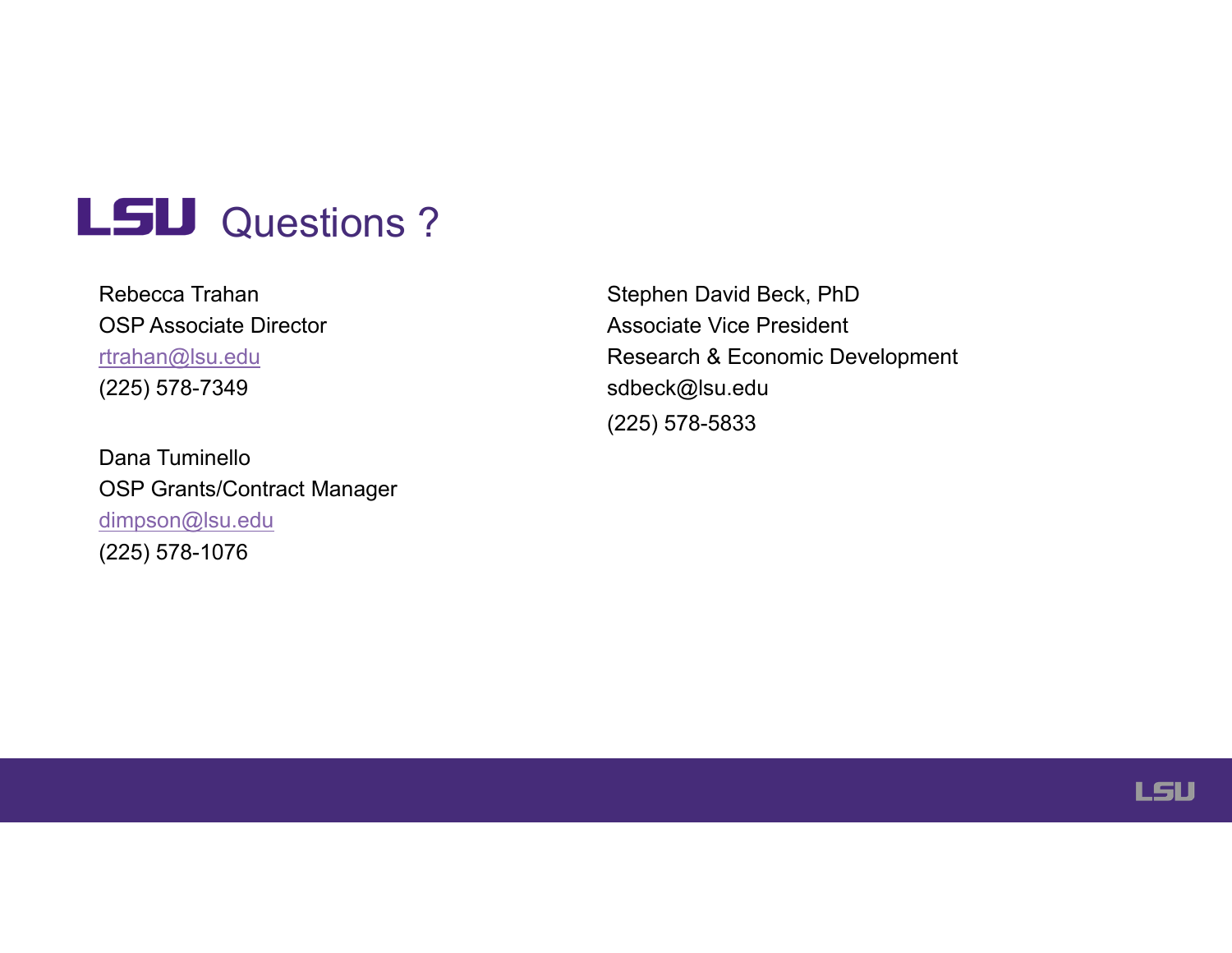# LSU Questions ?

Rebecca Trahan
OSP Associate Director
rtrahan@lsu.edu
(225) 578-7349

Dana Tuminello
OSP Grants/Contract Manager
dimpson@lsu.edu
(225) 578-1076

Stephen David Beck, PhD
Associate Vice President
Research & Economic Development
sdbeck@lsu.edu
(225) 578-5833